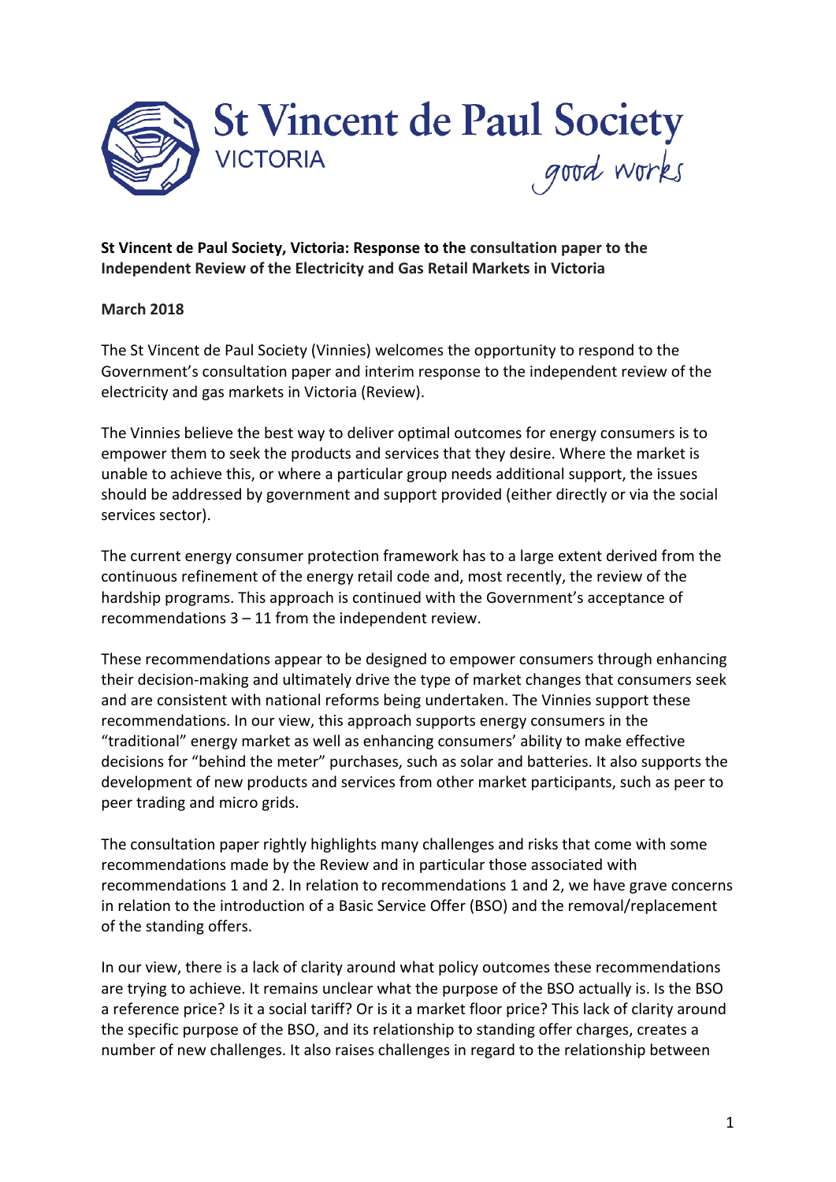St Vincent de Paul Society
VICTORIA
*good works*

**St Vincent de Paul Society, Victoria: Response to the consultation paper to the Independent Review of the Electricity and Gas Retail Markets in Victoria**

**March 2018**

The St Vincent de Paul Society (Vinnies) welcomes the opportunity to respond to the Government's consultation paper and interim response to the independent review of the electricity and gas markets in Victoria (Review).

The Vinnies believe the best way to deliver optimal outcomes for energy consumers is to empower them to seek the products and services that they desire. Where the market is unable to achieve this, or where a particular group needs additional support, the issues should be addressed by government and support provided (either directly or via the social services sector).

The current energy consumer protection framework has to a large extent derived from the continuous refinement of the energy retail code and, most recently, the review of the hardship programs. This approach is continued with the Government's acceptance of recommendations 3 – 11 from the independent review.

These recommendations appear to be designed to empower consumers through enhancing their decision-making and ultimately drive the type of market changes that consumers seek and are consistent with national reforms being undertaken. The Vinnies support these recommendations. In our view, this approach supports energy consumers in the "traditional" energy market as well as enhancing consumers' ability to make effective decisions for "behind the meter" purchases, such as solar and batteries. It also supports the development of new products and services from other market participants, such as peer to peer trading and micro grids.

The consultation paper rightly highlights many challenges and risks that come with some recommendations made by the Review and in particular those associated with recommendations 1 and 2. In relation to recommendations 1 and 2, we have grave concerns in relation to the introduction of a Basic Service Offer (BSO) and the removal/replacement of the standing offers.

In our view, there is a lack of clarity around what policy outcomes these recommendations are trying to achieve. It remains unclear what the purpose of the BSO actually is. Is the BSO a reference price? Is it a social tariff? Or is it a market floor price? This lack of clarity around the specific purpose of the BSO, and its relationship to standing offer charges, creates a number of new challenges. It also raises challenges in regard to the relationship between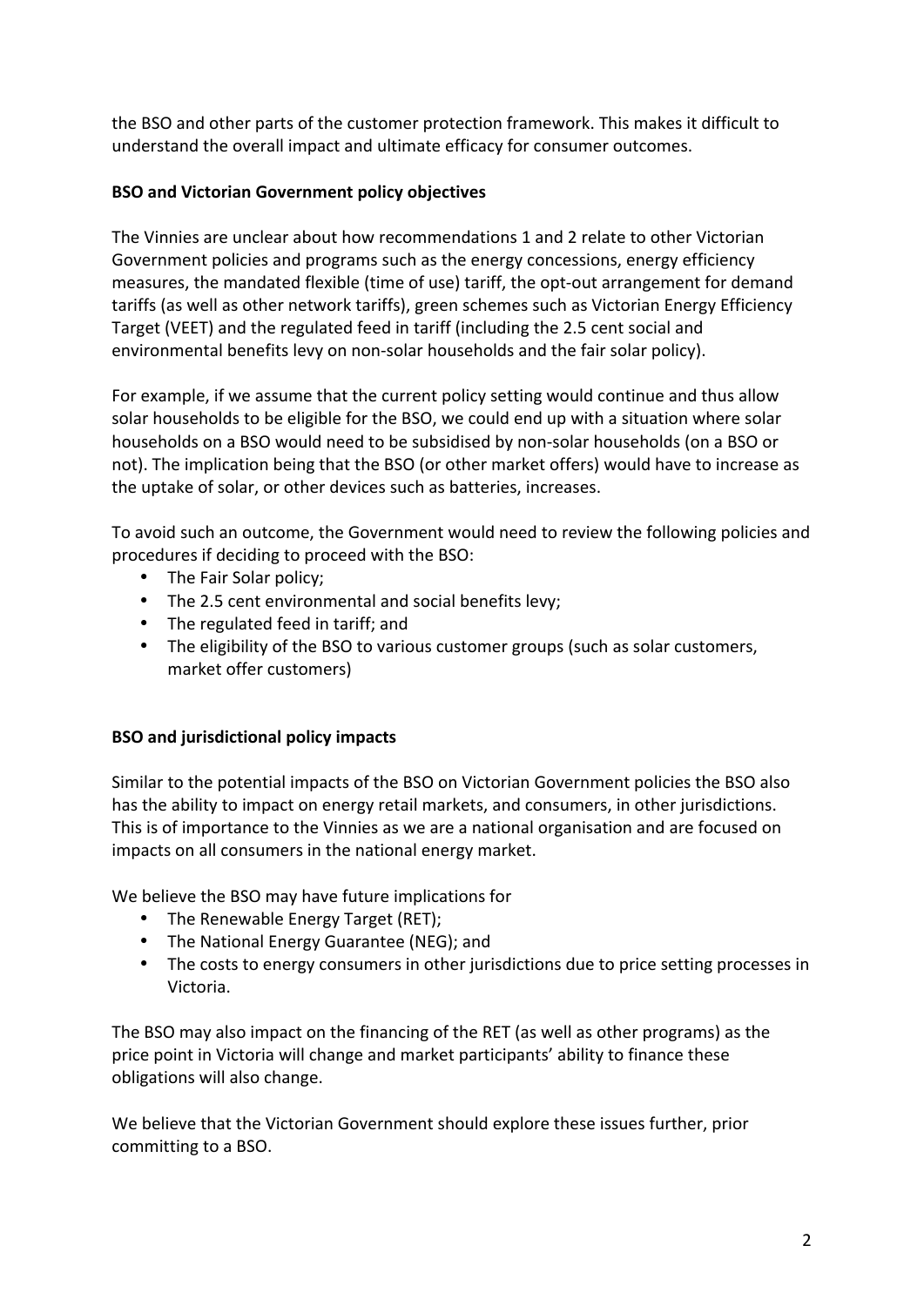the BSO and other parts of the customer protection framework. This makes it difficult to understand the overall impact and ultimate efficacy for consumer outcomes.

**BSO and Victorian Government policy objectives**

The Vinnies are unclear about how recommendations 1 and 2 relate to other Victorian Government policies and programs such as the energy concessions, energy efficiency measures, the mandated flexible (time of use) tariff, the opt-out arrangement for demand tariffs (as well as other network tariffs), green schemes such as Victorian Energy Efficiency Target (VEET) and the regulated feed in tariff (including the 2.5 cent social and environmental benefits levy on non-solar households and the fair solar policy).

For example, if we assume that the current policy setting would continue and thus allow solar households to be eligible for the BSO, we could end up with a situation where solar households on a BSO would need to be subsidised by non-solar households (on a BSO or not). The implication being that the BSO (or other market offers) would have to increase as the uptake of solar, or other devices such as batteries, increases.

To avoid such an outcome, the Government would need to review the following policies and procedures if deciding to proceed with the BSO:

- The Fair Solar policy;
- The 2.5 cent environmental and social benefits levy;
- The regulated feed in tariff; and
- The eligibility of the BSO to various customer groups (such as solar customers, market offer customers)

**BSO and jurisdictional policy impacts**

Similar to the potential impacts of the BSO on Victorian Government policies the BSO also has the ability to impact on energy retail markets, and consumers, in other jurisdictions. This is of importance to the Vinnies as we are a national organisation and are focused on impacts on all consumers in the national energy market.

We believe the BSO may have future implications for

- The Renewable Energy Target (RET);
- The National Energy Guarantee (NEG); and
- The costs to energy consumers in other jurisdictions due to price setting processes in Victoria.

The BSO may also impact on the financing of the RET (as well as other programs) as the price point in Victoria will change and market participants' ability to finance these obligations will also change.

We believe that the Victorian Government should explore these issues further, prior committing to a BSO.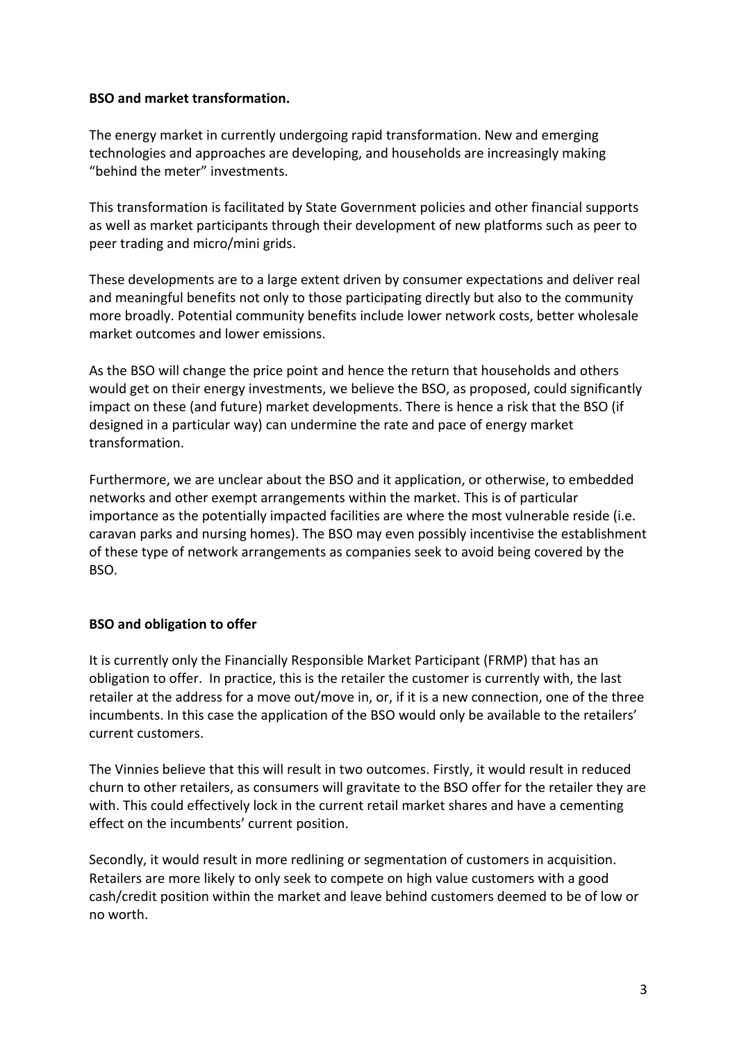**BSO and market transformation.**

The energy market in currently undergoing rapid transformation. New and emerging technologies and approaches are developing, and households are increasingly making "behind the meter" investments.

This transformation is facilitated by State Government policies and other financial supports as well as market participants through their development of new platforms such as peer to peer trading and micro/mini grids.

These developments are to a large extent driven by consumer expectations and deliver real and meaningful benefits not only to those participating directly but also to the community more broadly. Potential community benefits include lower network costs, better wholesale market outcomes and lower emissions.

As the BSO will change the price point and hence the return that households and others would get on their energy investments, we believe the BSO, as proposed, could significantly impact on these (and future) market developments. There is hence a risk that the BSO (if designed in a particular way) can undermine the rate and pace of energy market transformation.

Furthermore, we are unclear about the BSO and it application, or otherwise, to embedded networks and other exempt arrangements within the market. This is of particular importance as the potentially impacted facilities are where the most vulnerable reside (i.e. caravan parks and nursing homes). The BSO may even possibly incentivise the establishment of these type of network arrangements as companies seek to avoid being covered by the BSO.

**BSO and obligation to offer**

It is currently only the Financially Responsible Market Participant (FRMP) that has an obligation to offer. In practice, this is the retailer the customer is currently with, the last retailer at the address for a move out/move in, or, if it is a new connection, one of the three incumbents. In this case the application of the BSO would only be available to the retailers' current customers.

The Vinnies believe that this will result in two outcomes. Firstly, it would result in reduced churn to other retailers, as consumers will gravitate to the BSO offer for the retailer they are with. This could effectively lock in the current retail market shares and have a cementing effect on the incumbents' current position.

Secondly, it would result in more redlining or segmentation of customers in acquisition. Retailers are more likely to only seek to compete on high value customers with a good cash/credit position within the market and leave behind customers deemed to be of low or no worth.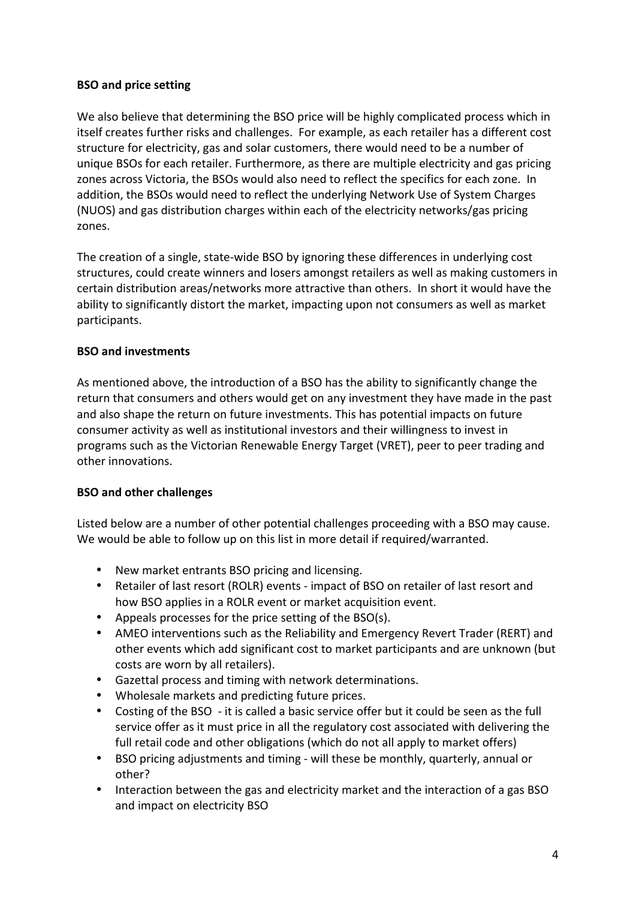**BSO and price setting**

We also believe that determining the BSO price will be highly complicated process which in itself creates further risks and challenges. For example, as each retailer has a different cost structure for electricity, gas and solar customers, there would need to be a number of unique BSOs for each retailer. Furthermore, as there are multiple electricity and gas pricing zones across Victoria, the BSOs would also need to reflect the specifics for each zone. In addition, the BSOs would need to reflect the underlying Network Use of System Charges (NUOS) and gas distribution charges within each of the electricity networks/gas pricing zones.

The creation of a single, state-wide BSO by ignoring these differences in underlying cost structures, could create winners and losers amongst retailers as well as making customers in certain distribution areas/networks more attractive than others. In short it would have the ability to significantly distort the market, impacting upon not consumers as well as market participants.

**BSO and investments**

As mentioned above, the introduction of a BSO has the ability to significantly change the return that consumers and others would get on any investment they have made in the past and also shape the return on future investments. This has potential impacts on future consumer activity as well as institutional investors and their willingness to invest in programs such as the Victorian Renewable Energy Target (VRET), peer to peer trading and other innovations.

**BSO and other challenges**

Listed below are a number of other potential challenges proceeding with a BSO may cause. We would be able to follow up on this list in more detail if required/warranted.

- New market entrants BSO pricing and licensing.
- Retailer of last resort (ROLR) events - impact of BSO on retailer of last resort and how BSO applies in a ROLR event or market acquisition event.
- Appeals processes for the price setting of the BSO(s).
- AMEO interventions such as the Reliability and Emergency Revert Trader (RERT) and other events which add significant cost to market participants and are unknown (but costs are worn by all retailers).
- Gazettal process and timing with network determinations.
- Wholesale markets and predicting future prices.
- Costing of the BSO - it is called a basic service offer but it could be seen as the full service offer as it must price in all the regulatory cost associated with delivering the full retail code and other obligations (which do not all apply to market offers)
- BSO pricing adjustments and timing - will these be monthly, quarterly, annual or other?
- Interaction between the gas and electricity market and the interaction of a gas BSO and impact on electricity BSO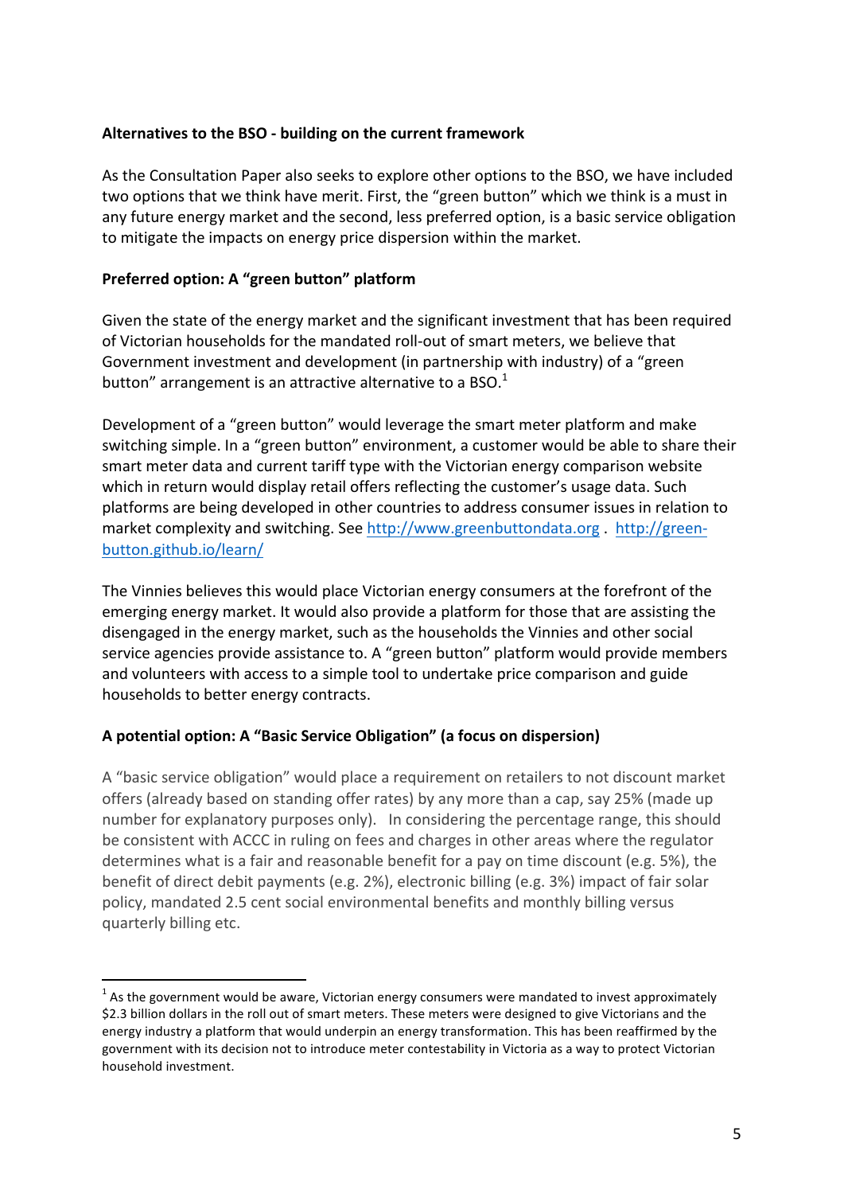**Alternatives to the BSO - building on the current framework**

As the Consultation Paper also seeks to explore other options to the BSO, we have included two options that we think have merit. First, the "green button" which we think is a must in any future energy market and the second, less preferred option, is a basic service obligation to mitigate the impacts on energy price dispersion within the market.

**Preferred option: A "green button" platform**

Given the state of the energy market and the significant investment that has been required of Victorian households for the mandated roll-out of smart meters, we believe that Government investment and development (in partnership with industry) of a "green button" arrangement is an attractive alternative to a BSO.[1]

Development of a "green button" would leverage the smart meter platform and make switching simple. In a "green button" environment, a customer would be able to share their smart meter data and current tariff type with the Victorian energy comparison website which in return would display retail offers reflecting the customer's usage data. Such platforms are being developed in other countries to address consumer issues in relation to market complexity and switching. See [http://www.greenbuttondata.org](http://www.greenbuttondata.org) . [http://green-button.github.io/learn/](http://green-button.github.io/learn/)

The Vinnies believes this would place Victorian energy consumers at the forefront of the emerging energy market. It would also provide a platform for those that are assisting the disengaged in the energy market, such as the households the Vinnies and other social service agencies provide assistance to. A "green button" platform would provide members and volunteers with access to a simple tool to undertake price comparison and guide households to better energy contracts.

**A potential option: A "Basic Service Obligation" (a focus on dispersion)**

A "basic service obligation" would place a requirement on retailers to not discount market offers (already based on standing offer rates) by any more than a cap, say 25% (made up number for explanatory purposes only). In considering the percentage range, this should be consistent with ACCC in ruling on fees and charges in other areas where the regulator determines what is a fair and reasonable benefit for a pay on time discount (e.g. 5%), the benefit of direct debit payments (e.g. 2%), electronic billing (e.g. 3%) impact of fair solar policy, mandated 2.5 cent social environmental benefits and monthly billing versus quarterly billing etc.

---

[1] As the government would be aware, Victorian energy consumers were mandated to invest approximately $2.3 billion dollars in the roll out of smart meters. These meters were designed to give Victorians and the energy industry a platform that would underpin an energy transformation. This has been reaffirmed by the government with its decision not to introduce meter contestability in Victoria as a way to protect Victorian household investment.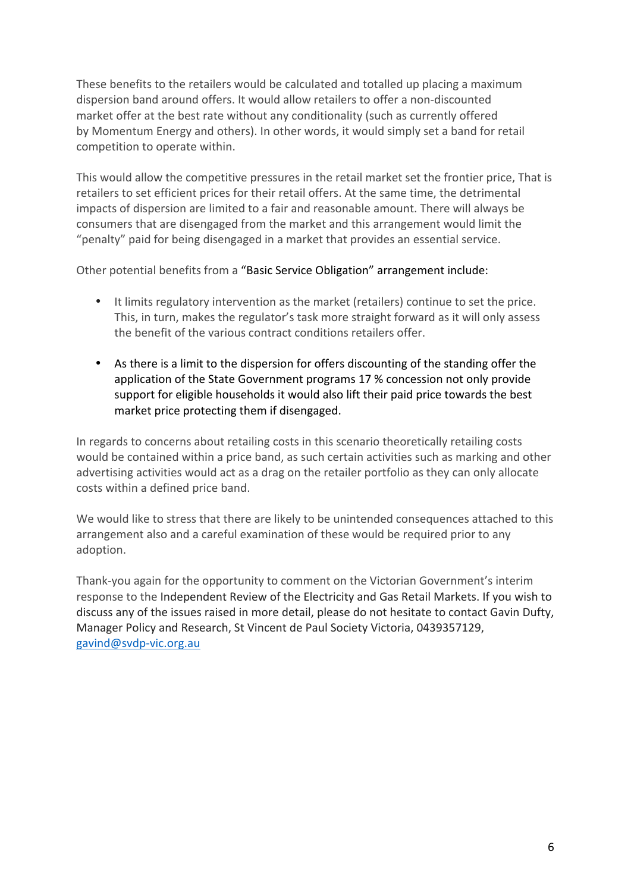These benefits to the retailers would be calculated and totalled up placing a maximum dispersion band around offers. It would allow retailers to offer a non-discounted market offer at the best rate without any conditionality (such as currently offered by Momentum Energy and others). In other words, it would simply set a band for retail competition to operate within.

This would allow the competitive pressures in the retail market set the frontier price, That is retailers to set efficient prices for their retail offers. At the same time, the detrimental impacts of dispersion are limited to a fair and reasonable amount. There will always be consumers that are disengaged from the market and this arrangement would limit the "penalty" paid for being disengaged in a market that provides an essential service.

Other potential benefits from a "Basic Service Obligation" arrangement include:

- It limits regulatory intervention as the market (retailers) continue to set the price. This, in turn, makes the regulator's task more straight forward as it will only assess the benefit of the various contract conditions retailers offer.

- As there is a limit to the dispersion for offers discounting of the standing offer the application of the State Government programs 17 % concession not only provide support for eligible households it would also lift their paid price towards the best market price protecting them if disengaged.

In regards to concerns about retailing costs in this scenario theoretically retailing costs would be contained within a price band, as such certain activities such as marking and other advertising activities would act as a drag on the retailer portfolio as they can only allocate costs within a defined price band.

We would like to stress that there are likely to be unintended consequences attached to this arrangement also and a careful examination of these would be required prior to any adoption.

Thank-you again for the opportunity to comment on the Victorian Government's interim response to the Independent Review of the Electricity and Gas Retail Markets. If you wish to discuss any of the issues raised in more detail, please do not hesitate to contact Gavin Dufty, Manager Policy and Research, St Vincent de Paul Society Victoria, 0439357129, gavind@svdp-vic.org.au